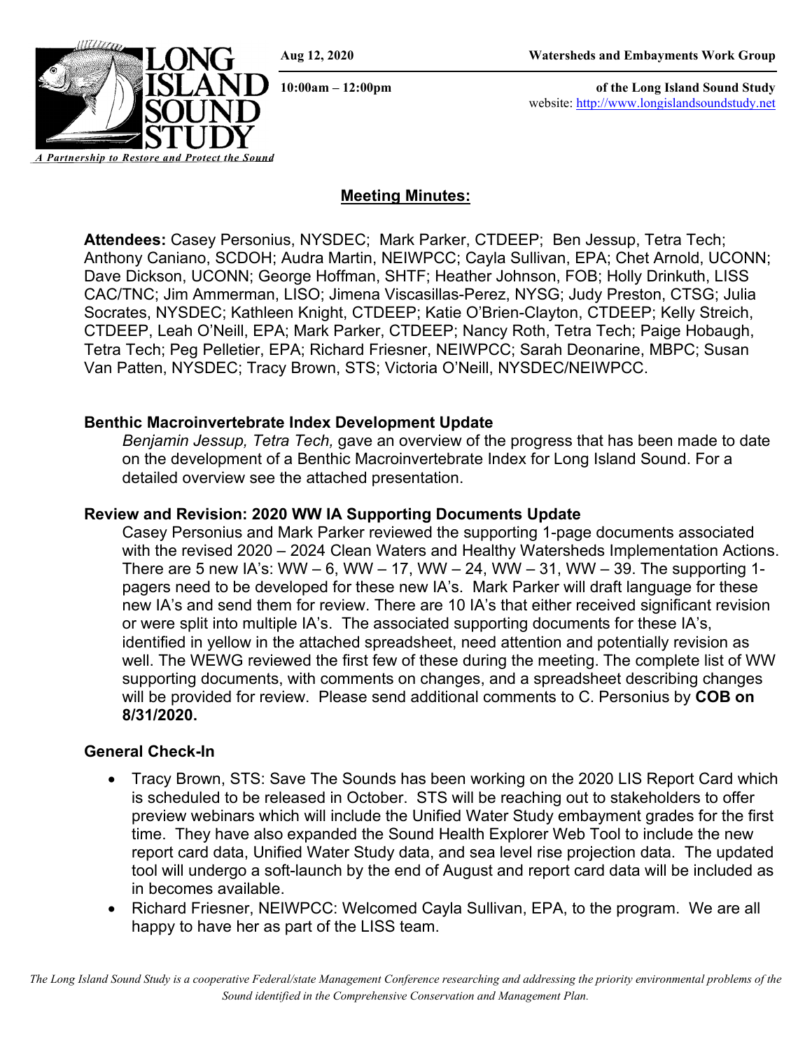Aug 12, 2020 | Watersheds and Embayments Work Group
10:00am – 12:00pm | of the Long Island Sound Study
website: http://www.longislandsoundstudy.net

LONG ISLAND SOUND STUDY
*A Partnership to Restore and Protect the Sound*

## Meeting Minutes:

**Attendees:** Casey Personius, NYSDEC; Mark Parker, CTDEEP; Ben Jessup, Tetra Tech; Anthony Caniano, SCDOH; Audra Martin, NEIWPCC; Cayla Sullivan, EPA; Chet Arnold, UCONN; Dave Dickson, UCONN; George Hoffman, SHTF; Heather Johnson, FOB; Holly Drinkuth, LISS CAC/TNC; Jim Ammerman, LISO; Jimena Viscasillas-Perez, NYSG; Judy Preston, CTSG; Julia Socrates, NYSDEC; Kathleen Knight, CTDEEP; Katie O'Brien-Clayton, CTDEEP; Kelly Streich, CTDEEP, Leah O'Neill, EPA; Mark Parker, CTDEEP; Nancy Roth, Tetra Tech; Paige Hobaugh, Tetra Tech; Peg Pelletier, EPA; Richard Friesner, NEIWPCC; Sarah Deonarine, MBPC; Susan Van Patten, NYSDEC; Tracy Brown, STS; Victoria O'Neill, NYSDEC/NEIWPCC.

### Benthic Macroinvertebrate Index Development Update

*Benjamin Jessup, Tetra Tech,* gave an overview of the progress that has been made to date on the development of a Benthic Macroinvertebrate Index for Long Island Sound. For a detailed overview see the attached presentation.

### Review and Revision: 2020 WW IA Supporting Documents Update

Casey Personius and Mark Parker reviewed the supporting 1-page documents associated with the revised 2020 – 2024 Clean Waters and Healthy Watersheds Implementation Actions. There are 5 new IA's: WW – 6, WW – 17, WW – 24, WW – 31, WW – 39. The supporting 1-pagers need to be developed for these new IA's. Mark Parker will draft language for these new IA's and send them for review. There are 10 IA's that either received significant revision or were split into multiple IA's. The associated supporting documents for these IA's, identified in yellow in the attached spreadsheet, need attention and potentially revision as well. The WEWG reviewed the first few of these during the meeting. The complete list of WW supporting documents, with comments on changes, and a spreadsheet describing changes will be provided for review. Please send additional comments to C. Personius by **COB on 8/31/2020.**

### General Check-In

- Tracy Brown, STS: Save The Sounds has been working on the 2020 LIS Report Card which is scheduled to be released in October. STS will be reaching out to stakeholders to offer preview webinars which will include the Unified Water Study embayment grades for the first time. They have also expanded the Sound Health Explorer Web Tool to include the new report card data, Unified Water Study data, and sea level rise projection data. The updated tool will undergo a soft-launch by the end of August and report card data will be included as in becomes available.
- Richard Friesner, NEIWPCC: Welcomed Cayla Sullivan, EPA, to the program. We are all happy to have her as part of the LISS team.

*The Long Island Sound Study is a cooperative Federal/state Management Conference researching and addressing the priority environmental problems of the Sound identified in the Comprehensive Conservation and Management Plan.*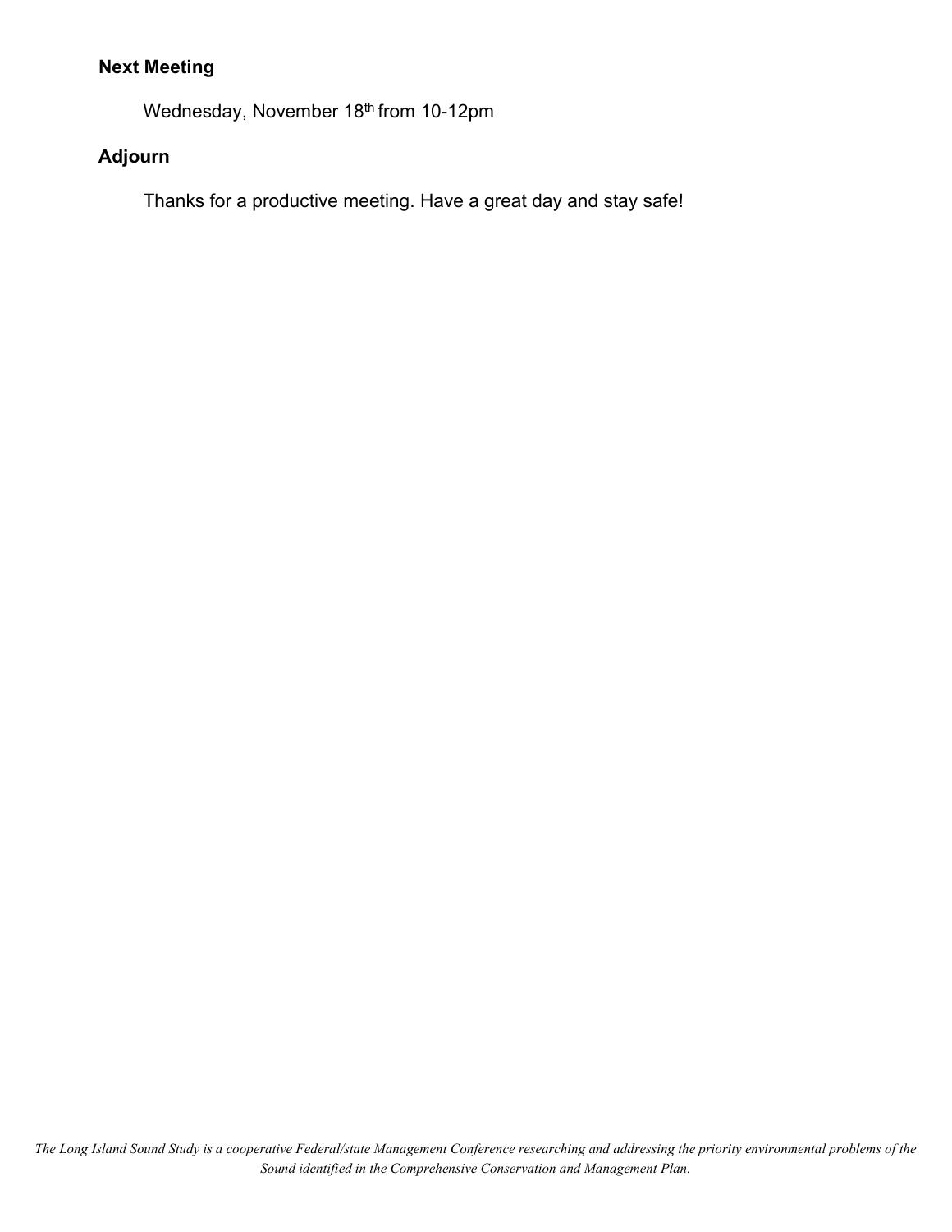### Next Meeting

Wednesday, November 18th from 10-12pm

### Adjourn

Thanks for a productive meeting. Have a great day and stay safe!